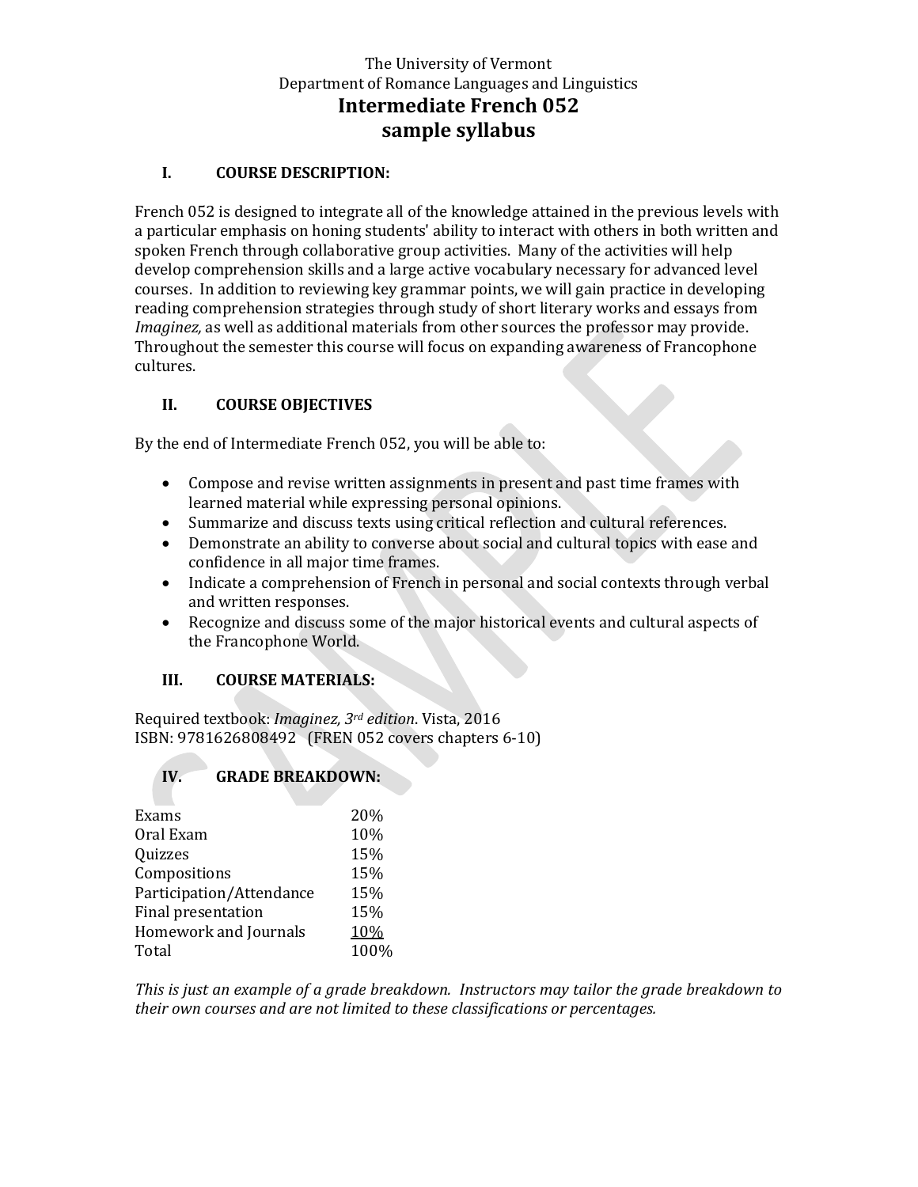The University of Vermont
Department of Romance Languages and Linguistics

# Intermediate French 052
# sample syllabus

## I. COURSE DESCRIPTION:

French 052 is designed to integrate all of the knowledge attained in the previous levels with a particular emphasis on honing students' ability to interact with others in both written and spoken French through collaborative group activities. Many of the activities will help develop comprehension skills and a large active vocabulary necessary for advanced level courses. In addition to reviewing key grammar points, we will gain practice in developing reading comprehension strategies through study of short literary works and essays from *Imaginez,* as well as additional materials from other sources the professor may provide. Throughout the semester this course will focus on expanding awareness of Francophone cultures.

## II. COURSE OBJECTIVES

By the end of Intermediate French 052, you will be able to:

- Compose and revise written assignments in present and past time frames with learned material while expressing personal opinions.
- Summarize and discuss texts using critical reflection and cultural references.
- Demonstrate an ability to converse about social and cultural topics with ease and confidence in all major time frames.
- Indicate a comprehension of French in personal and social contexts through verbal and written responses.
- Recognize and discuss some of the major historical events and cultural aspects of the Francophone World.

## III. COURSE MATERIALS:

Required textbook: *Imaginez, 3rd edition*. Vista, 2016
ISBN: 9781626808492 (FREN 052 covers chapters 6-10)

## IV. GRADE BREAKDOWN:

| | |
|---|---|
| Exams | 20% |
| Oral Exam | 10% |
| Quizzes | 15% |
| Compositions | 15% |
| Participation/Attendance | 15% |
| Final presentation | 15% |
| Homework and Journals | 10% |
| Total | 100% |

*This is just an example of a grade breakdown. Instructors may tailor the grade breakdown to their own courses and are not limited to these classifications or percentages.*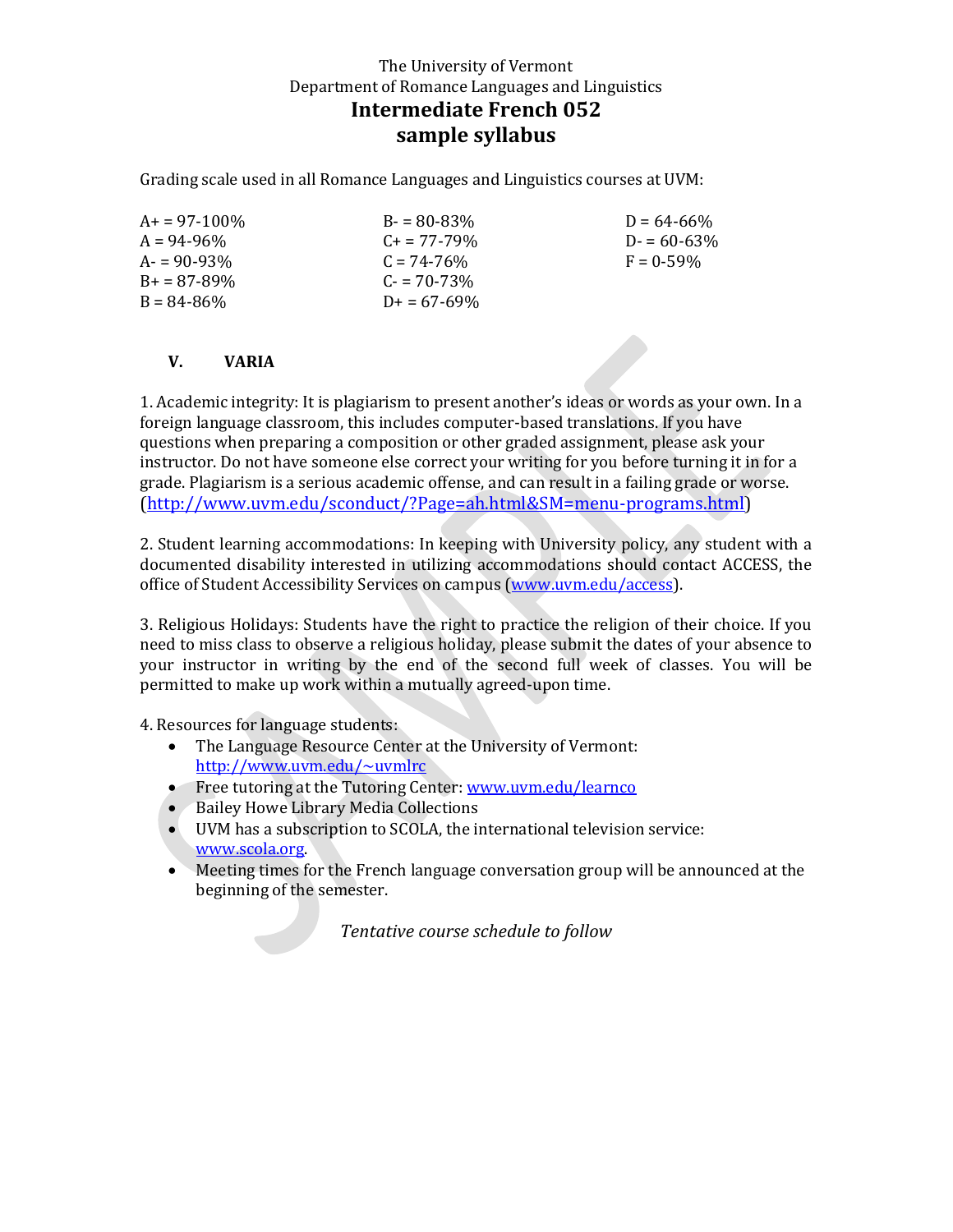The University of Vermont
Department of Romance Languages and Linguistics

# Intermediate French 052
# sample syllabus

Grading scale used in all Romance Languages and Linguistics courses at UVM:

| | | |
|---|---|---|
| A+ = 97-100% | B- = 80-83% | D = 64-66% |
| A = 94-96% | C+ = 77-79% | D- = 60-63% |
| A- = 90-93% | C = 74-76% | F = 0-59% |
| B+ = 87-89% | C- = 70-73% | |
| B = 84-86% | D+ = 67-69% | |

## V. VARIA

1. Academic integrity: It is plagiarism to present another's ideas or words as your own. In a foreign language classroom, this includes computer-based translations. If you have questions when preparing a composition or other graded assignment, please ask your instructor. Do not have someone else correct your writing for you before turning it in for a grade. Plagiarism is a serious academic offense, and can result in a failing grade or worse. (http://www.uvm.edu/sconduct/?Page=ah.html&SM=menu-programs.html)

2. Student learning accommodations: In keeping with University policy, any student with a documented disability interested in utilizing accommodations should contact ACCESS, the office of Student Accessibility Services on campus (www.uvm.edu/access).

3. Religious Holidays: Students have the right to practice the religion of their choice. If you need to miss class to observe a religious holiday, please submit the dates of your absence to your instructor in writing by the end of the second full week of classes. You will be permitted to make up work within a mutually agreed-upon time.

4. Resources for language students:

- The Language Resource Center at the University of Vermont: http://www.uvm.edu/~uvmlrc
- Free tutoring at the Tutoring Center: www.uvm.edu/learnco
- Bailey Howe Library Media Collections
- UVM has a subscription to SCOLA, the international television service: www.scola.org.
- Meeting times for the French language conversation group will be announced at the beginning of the semester.

*Tentative course schedule to follow*